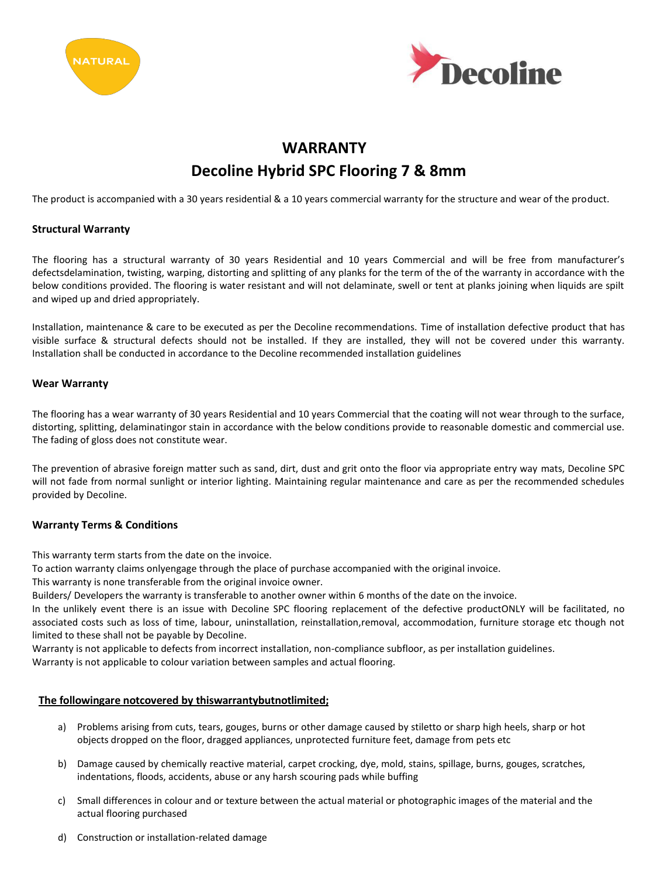NATURAL

Decoline

# WARRANTY

## Decoline Hybrid SPC Flooring 7 & 8mm

The product is accompanied with a 30 years residential & a 10 years commercial warranty for the structure and wear of the product.

### Structural Warranty

The flooring has a structural warranty of 30 years Residential and 10 years Commercial and will be free from manufacturer's defectsdelamination, twisting, warping, distorting and splitting of any planks for the term of the of the warranty in accordance with the below conditions provided. The flooring is water resistant and will not delaminate, swell or tent at planks joining when liquids are spilt and wiped up and dried appropriately.

Installation, maintenance & care to be executed as per the Decoline recommendations. Time of installation defective product that has visible surface & structural defects should not be installed. If they are installed, they will not be covered under this warranty. Installation shall be conducted in accordance to the Decoline recommended installation guidelines

### Wear Warranty

The flooring has a wear warranty of 30 years Residential and 10 years Commercial that the coating will not wear through to the surface, distorting, splitting, delaminatingor stain in accordance with the below conditions provide to reasonable domestic and commercial use. The fading of gloss does not constitute wear.

The prevention of abrasive foreign matter such as sand, dirt, dust and grit onto the floor via appropriate entry way mats, Decoline SPC will not fade from normal sunlight or interior lighting. Maintaining regular maintenance and care as per the recommended schedules provided by Decoline.

### Warranty Terms & Conditions

This warranty term starts from the date on the invoice.
To action warranty claims onlyengage through the place of purchase accompanied with the original invoice.
This warranty is none transferable from the original invoice owner.
Builders/ Developers the warranty is transferable to another owner within 6 months of the date on the invoice.
In the unlikely event there is an issue with Decoline SPC flooring replacement of the defective productONLY will be facilitated, no associated costs such as loss of time, labour, uninstallation, reinstallation,removal, accommodation, furniture storage etc though not limited to these shall not be payable by Decoline.
Warranty is not applicable to defects from incorrect installation, non-compliance subfloor, as per installation guidelines.
Warranty is not applicable to colour variation between samples and actual flooring.

**The followingare notcovered by thiswarrantybutnotlimited;**

a) Problems arising from cuts, tears, gouges, burns or other damage caused by stiletto or sharp high heels, sharp or hot objects dropped on the floor, dragged appliances, unprotected furniture feet, damage from pets etc

b) Damage caused by chemically reactive material, carpet crocking, dye, mold, stains, spillage, burns, gouges, scratches, indentations, floods, accidents, abuse or any harsh scouring pads while buffing

c) Small differences in colour and or texture between the actual material or photographic images of the material and the actual flooring purchased

d) Construction or installation-related damage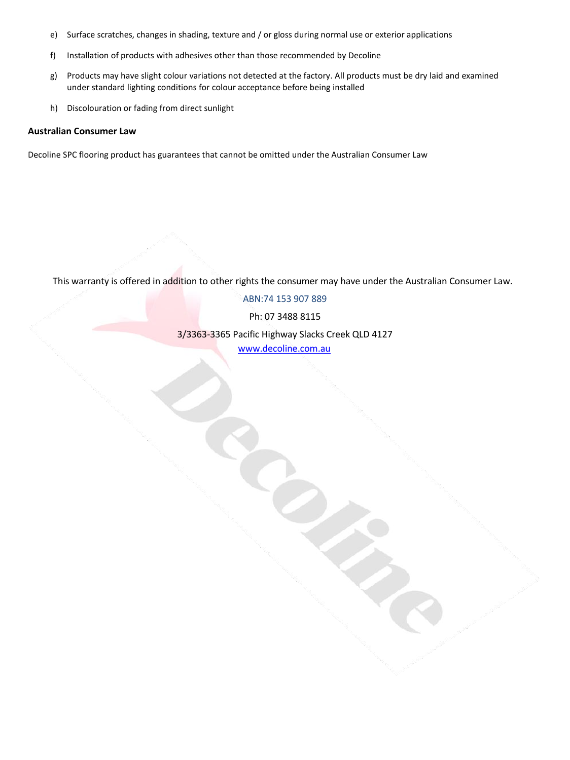e) Surface scratches, changes in shading, texture and / or gloss during normal use or exterior applications

f) Installation of products with adhesives other than those recommended by Decoline

g) Products may have slight colour variations not detected at the factory. All products must be dry laid and examined under standard lighting conditions for colour acceptance before being installed

h) Discolouration or fading from direct sunlight

**Australian Consumer Law**

Decoline SPC flooring product has guarantees that cannot be omitted under the Australian Consumer Law

This warranty is offered in addition to other rights the consumer may have under the Australian Consumer Law.

ABN:74 153 907 889

Ph: 07 3488 8115

3/3363-3365 Pacific Highway Slacks Creek QLD 4127

www.decoline.com.au